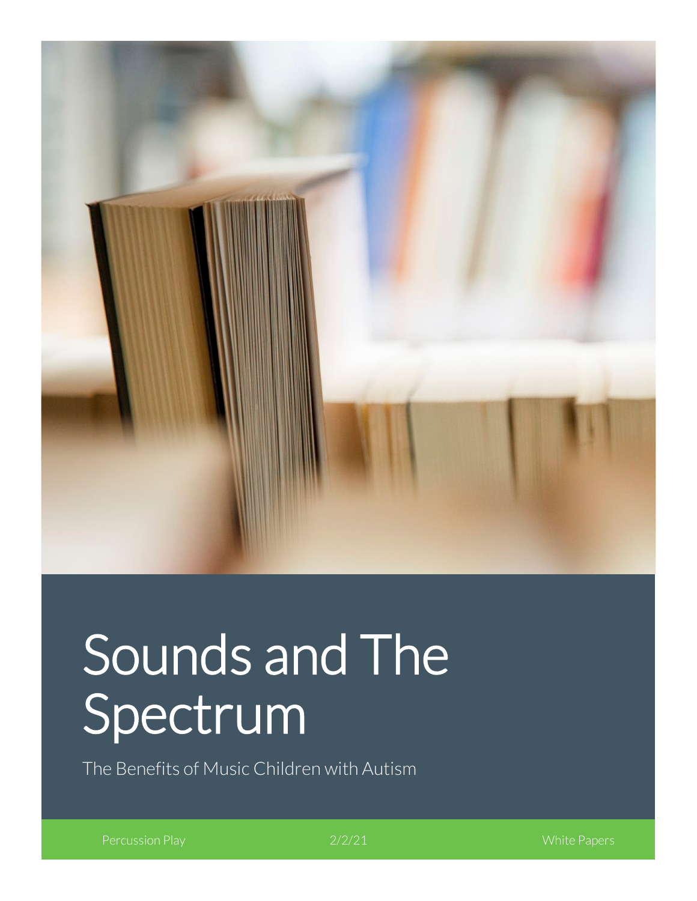# Sounds and The Spectrum

The Benefits of Music Children with Autism

Percussion Play | 2/2/21 | White Papers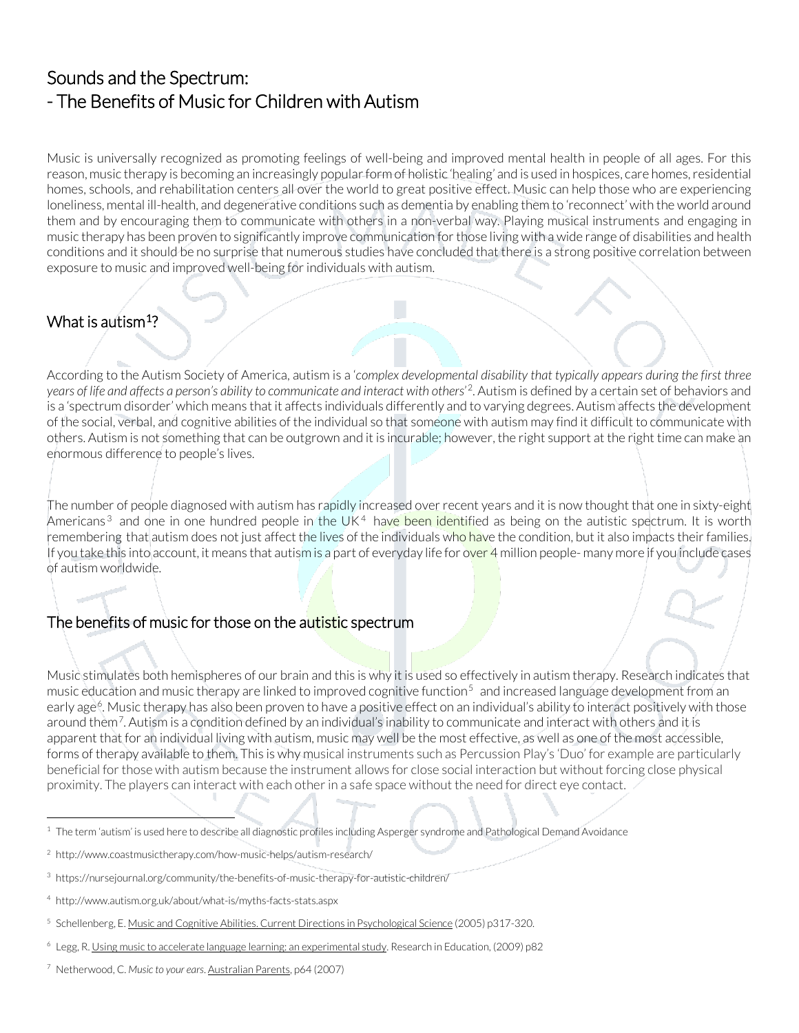# Sounds and the Spectrum:
# - The Benefits of Music for Children with Autism

Music is universally recognized as promoting feelings of well-being and improved mental health in people of all ages. For this reason, music therapy is becoming an increasingly popular form of holistic 'healing' and is used in hospices, care homes, residential homes, schools, and rehabilitation centers all over the world to great positive effect. Music can help those who are experiencing loneliness, mental ill-health, and degenerative conditions such as dementia by enabling them to 'reconnect' with the world around them and by encouraging them to communicate with others in a non-verbal way. Playing musical instruments and engaging in music therapy has been proven to significantly improve communication for those living with a wide range of disabilities and health conditions and it should be no surprise that numerous studies have concluded that there is a strong positive correlation between exposure to music and improved well-being for individuals with autism.

## What is autism[1]?

According to the Autism Society of America, autism is a '*complex developmental disability that typically appears during the first three years of life and affects a person's ability to communicate and interact with others*'[2]. Autism is defined by a certain set of behaviors and is a 'spectrum disorder' which means that it affects individuals differently and to varying degrees. Autism affects the development of the social, verbal, and cognitive abilities of the individual so that someone with autism may find it difficult to communicate with others. Autism is not something that can be outgrown and it is incurable; however, the right support at the right time can make an enormous difference to people's lives.

The number of people diagnosed with autism has rapidly increased over recent years and it is now thought that one in sixty-eight Americans[3] and one in one hundred people in the UK[4] have been identified as being on the autistic spectrum. It is worth remembering that autism does not just affect the lives of the individuals who have the condition, but it also impacts their families. If you take this into account, it means that autism is a part of everyday life for over 4 million people- many more if you include cases of autism worldwide.

## The benefits of music for those on the autistic spectrum

Music stimulates both hemispheres of our brain and this is why it is used so effectively in autism therapy. Research indicates that music education and music therapy are linked to improved cognitive function[5] and increased language development from an early age[6]. Music therapy has also been proven to have a positive effect on an individual's ability to interact positively with those around them[7]. Autism is a condition defined by an individual's inability to communicate and interact with others and it is apparent that for an individual living with autism, music may well be the most effective, as well as one of the most accessible, forms of therapy available to them. This is why musical instruments such as Percussion Play's 'Duo' for example are particularly beneficial for those with autism because the instrument allows for close social interaction but without forcing close physical proximity. The players can interact with each other in a safe space without the need for direct eye contact.

---

[1] The term 'autism' is used here to describe all diagnostic profiles including Asperger syndrome and Pathological Demand Avoidance

[2] http://www.coastmusictherapy.com/how-music-helps/autism-research/

[3] https://nursejournal.org/community/the-benefits-of-music-therapy-for-autistic-children/

[4] http://www.autism.org.uk/about/what-is/myths-facts-stats.aspx

[5] Schellenberg, E. Music and Cognitive Abilities. Current Directions in Psychological Science (2005) p317-320.

[6] Legg, R. Using music to accelerate language learning: an experimental study. Research in Education, (2009) p82

[7] Netherwood, C. *Music to your ears*. Australian Parents, p64 (2007)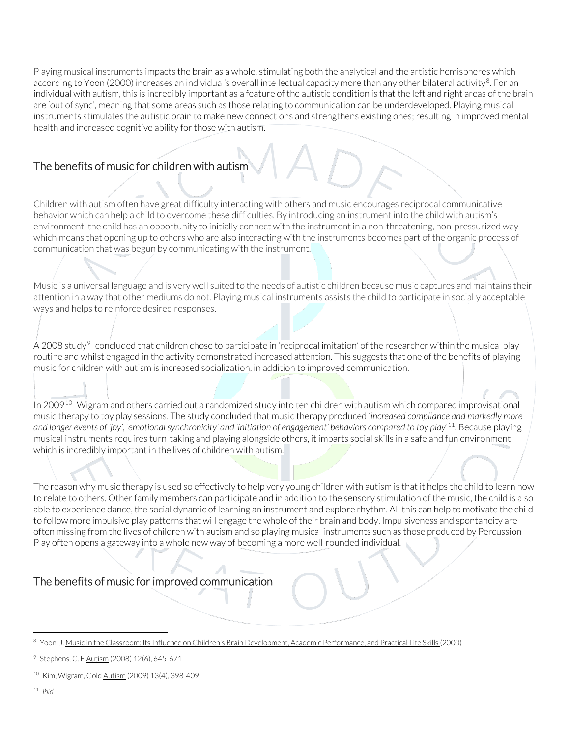Playing musical instruments impacts the brain as a whole, stimulating both the analytical and the artistic hemispheres which according to Yoon (2000) increases an individual's overall intellectual capacity more than any other bilateral activity[8]. For an individual with autism, this is incredibly important as a feature of the autistic condition is that the left and right areas of the brain are 'out of sync', meaning that some areas such as those relating to communication can be underdeveloped. Playing musical instruments stimulates the autistic brain to make new connections and strengthens existing ones; resulting in improved mental health and increased cognitive ability for those with autism.

## The benefits of music for children with autism

Children with autism often have great difficulty interacting with others and music encourages reciprocal communicative behavior which can help a child to overcome these difficulties. By introducing an instrument into the child with autism's environment, the child has an opportunity to initially connect with the instrument in a non-threatening, non-pressurized way which means that opening up to others who are also interacting with the instruments becomes part of the organic process of communication that was begun by communicating with the instrument.

Music is a universal language and is very well suited to the needs of autistic children because music captures and maintains their attention in a way that other mediums do not. Playing musical instruments assists the child to participate in socially acceptable ways and helps to reinforce desired responses.

A 2008 study[9] concluded that children chose to participate in 'reciprocal imitation' of the researcher within the musical play routine and whilst engaged in the activity demonstrated increased attention. This suggests that one of the benefits of playing music for children with autism is increased socialization, in addition to improved communication.

In 2009[10] Wigram and others carried out a randomized study into ten children with autism which compared improvisational music therapy to toy play sessions. The study concluded that music therapy produced *'increased compliance and markedly more and longer events of 'joy', 'emotional synchronicity' and 'initiation of engagement' behaviors compared to toy play'*[11]. Because playing musical instruments requires turn-taking and playing alongside others, it imparts social skills in a safe and fun environment which is incredibly important in the lives of children with autism.

The reason why music therapy is used so effectively to help very young children with autism is that it helps the child to learn how to relate to others. Other family members can participate and in addition to the sensory stimulation of the music, the child is also able to experience dance, the social dynamic of learning an instrument and explore rhythm. All this can help to motivate the child to follow more impulsive play patterns that will engage the whole of their brain and body. Impulsiveness and spontaneity are often missing from the lives of children with autism and so playing musical instruments such as those produced by Percussion Play often opens a gateway into a whole new way of becoming a more well-rounded individual.

## The benefits of music for improved communication

---

[8] Yoon, J. Music in the Classroom: Its Influence on Children's Brain Development, Academic Performance, and Practical Life Skills (2000)

[9] Stephens, C. E Autism (2008) 12(6), 645-671

[10] Kim, Wigram, Gold Autism (2009) 13(4), 398-409

[11] *ibid*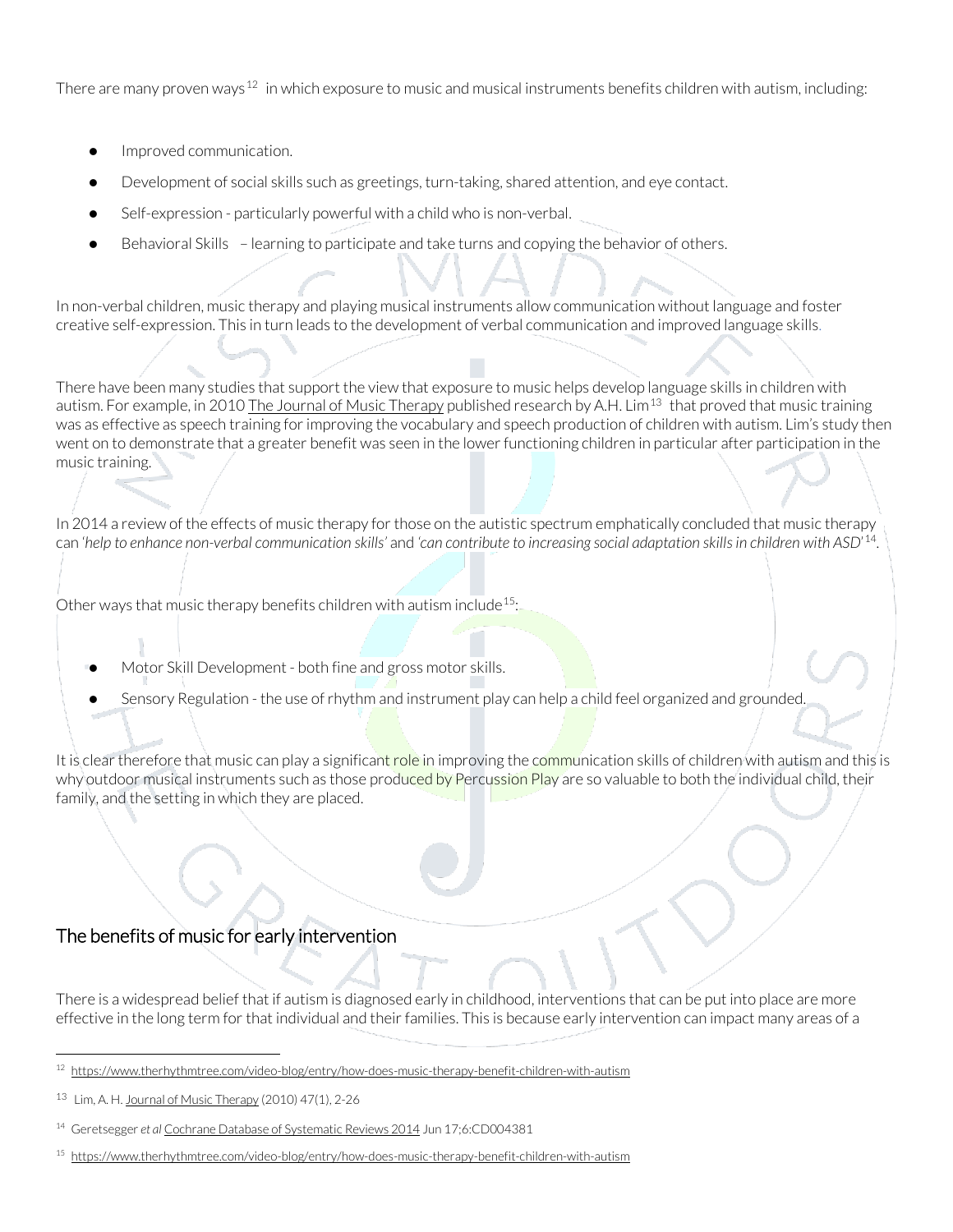There are many proven ways[12] in which exposure to music and musical instruments benefits children with autism, including:

- Improved communication.
- Development of social skills such as greetings, turn-taking, shared attention, and eye contact.
- Self-expression - particularly powerful with a child who is non-verbal.
- Behavioral Skills – learning to participate and take turns and copying the behavior of others.

In non-verbal children, music therapy and playing musical instruments allow communication without language and foster creative self-expression. This in turn leads to the development of verbal communication and improved language skills.

There have been many studies that support the view that exposure to music helps develop language skills in children with autism. For example, in 2010 The Journal of Music Therapy published research by A.H. Lim[13] that proved that music training was as effective as speech training for improving the vocabulary and speech production of children with autism. Lim's study then went on to demonstrate that a greater benefit was seen in the lower functioning children in particular after participation in the music training.

In 2014 a review of the effects of music therapy for those on the autistic spectrum emphatically concluded that music therapy can *'help to enhance non-verbal communication skills'* and *'can contribute to increasing social adaptation skills in children with ASD'*[14].

Other ways that music therapy benefits children with autism include[15]:

- Motor Skill Development - both fine and gross motor skills.
- Sensory Regulation - the use of rhythm and instrument play can help a child feel organized and grounded.

It is clear therefore that music can play a significant role in improving the communication skills of children with autism and this is why outdoor musical instruments such as those produced by Percussion Play are so valuable to both the individual child, their family, and the setting in which they are placed.

## The benefits of music for early intervention

There is a widespread belief that if autism is diagnosed early in childhood, interventions that can be put into place are more effective in the long term for that individual and their families. This is because early intervention can impact many areas of a

[12] https://www.therhythmtree.com/video-blog/entry/how-does-music-therapy-benefit-children-with-autism

[13] Lim, A. H. Journal of Music Therapy (2010) 47(1), 2-26

[14] Geretsegger *et al* Cochrane Database of Systematic Reviews 2014 Jun 17;6:CD004381

[15] https://www.therhythmtree.com/video-blog/entry/how-does-music-therapy-benefit-children-with-autism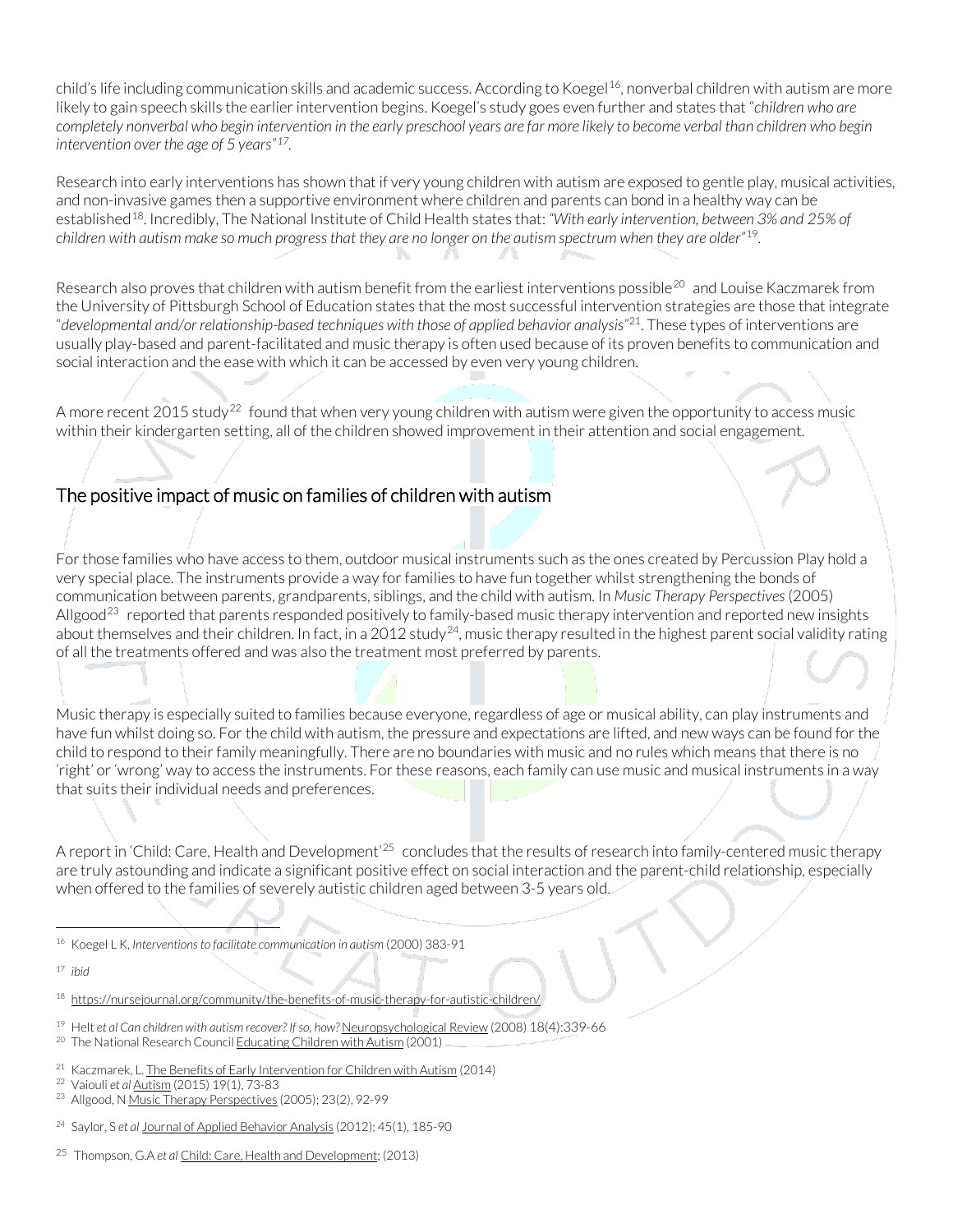child's life including communication skills and academic success. According to Koegel[16], nonverbal children with autism are more likely to gain speech skills the earlier intervention begins. Koegel's study goes even further and states that "*children who are completely nonverbal who begin intervention in the early preschool years are far more likely to become verbal than children who begin intervention over the age of 5 years*"[17].

Research into early interventions has shown that if very young children with autism are exposed to gentle play, musical activities, and non-invasive games then a supportive environment where children and parents can bond in a healthy way can be established[18]. Incredibly, The National Institute of Child Health states that: "*With early intervention, between 3% and 25% of children with autism make so much progress that they are no longer on the autism spectrum when they are older*"[19].

Research also proves that children with autism benefit from the earliest interventions possible[20] and Louise Kaczmarek from the University of Pittsburgh School of Education states that the most successful intervention strategies are those that integrate "*developmental and/or relationship-based techniques with those of applied behavior analysis*"[21]. These types of interventions are usually play-based and parent-facilitated and music therapy is often used because of its proven benefits to communication and social interaction and the ease with which it can be accessed by even very young children.

A more recent 2015 study[22] found that when very young children with autism were given the opportunity to access music within their kindergarten setting, all of the children showed improvement in their attention and social engagement.

## The positive impact of music on families of children with autism

For those families who have access to them, outdoor musical instruments such as the ones created by Percussion Play hold a very special place. The instruments provide a way for families to have fun together whilst strengthening the bonds of communication between parents, grandparents, siblings, and the child with autism. In *Music Therapy Perspectives* (2005) Allgood[23] reported that parents responded positively to family-based music therapy intervention and reported new insights about themselves and their children. In fact, in a 2012 study[24], music therapy resulted in the highest parent social validity rating of all the treatments offered and was also the treatment most preferred by parents.

Music therapy is especially suited to families because everyone, regardless of age or musical ability, can play instruments and have fun whilst doing so. For the child with autism, the pressure and expectations are lifted, and new ways can be found for the child to respond to their family meaningfully. There are no boundaries with music and no rules which means that there is no 'right' or 'wrong' way to access the instruments. For these reasons, each family can use music and musical instruments in a way that suits their individual needs and preferences.

A report in 'Child: Care, Health and Development'[25] concludes that the results of research into family-centered music therapy are truly astounding and indicate a significant positive effect on social interaction and the parent-child relationship, especially when offered to the families of severely autistic children aged between 3-5 years old.

---

[16] Koegel L K, *Interventions to facilitate communication in autism* (2000) 383-91

[17] *ibid*

[18] https://nursejournal.org/community/the-benefits-of-music-therapy-for-autistic-children/

[19] Helt *et al Can children with autism recover? If so, how?* Neuropsychological Review (2008) 18(4):339-66

[20] The National Research Council Educating Children with Autism (2001)

[21] Kaczmarek, L. The Benefits of Early Intervention for Children with Autism (2014)

[22] Vaiouli *et al* Autism (2015) 19(1), 73-83

[23] Allgood, N Music Therapy Perspectives (2005); 23(2), 92-99

[24] Saylor, S *et al* Journal of Applied Behavior Analysis (2012); 45(1), 185-90

[25] Thompson, G.A *et al* Child: Care, Health and Development; (2013)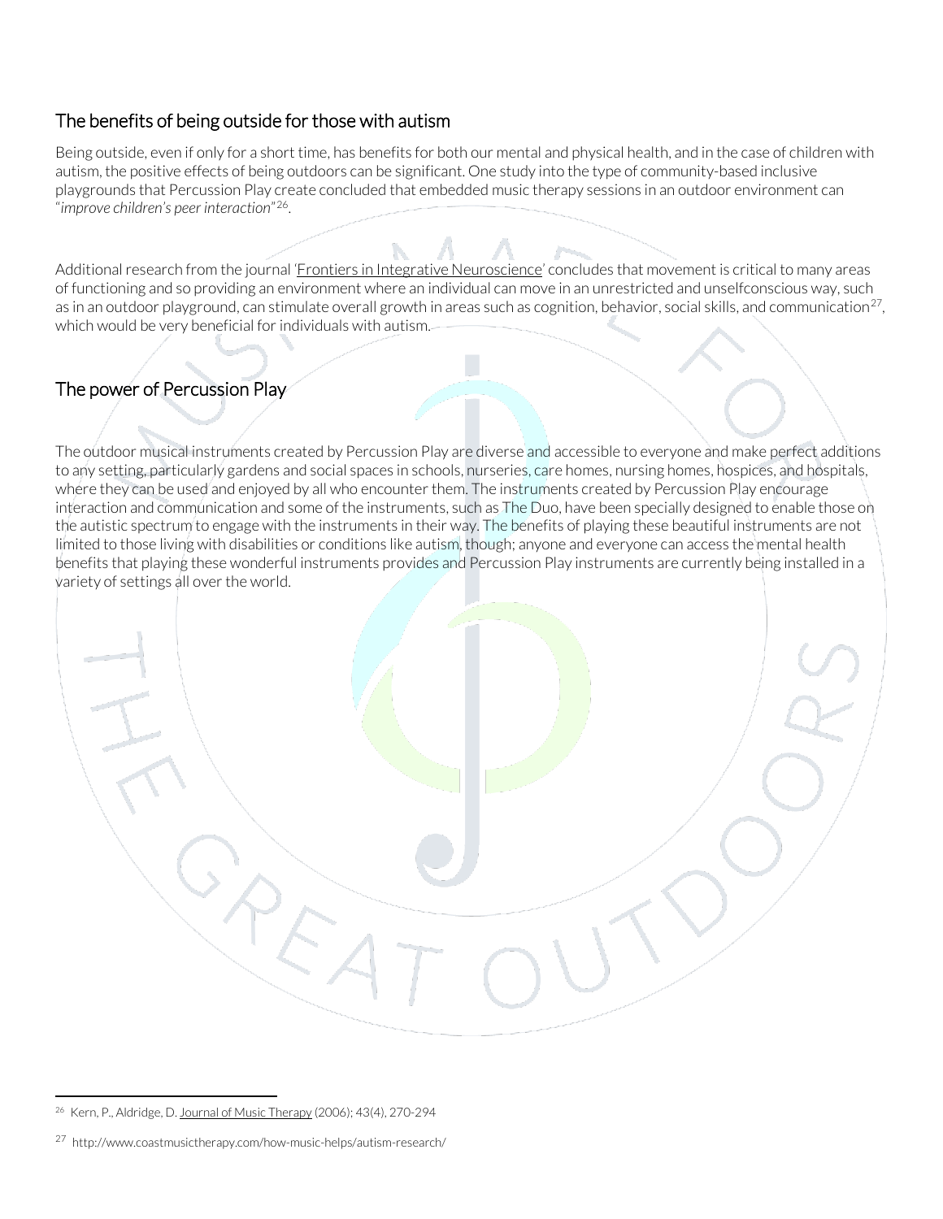## The benefits of being outside for those with autism

Being outside, even if only for a short time, has benefits for both our mental and physical health, and in the case of children with autism, the positive effects of being outdoors can be significant. One study into the type of community-based inclusive playgrounds that Percussion Play create concluded that embedded music therapy sessions in an outdoor environment can "*improve children's peer interaction*"[26].

Additional research from the journal 'Frontiers in Integrative Neuroscience' concludes that movement is critical to many areas of functioning and so providing an environment where an individual can move in an unrestricted and unselfconscious way, such as in an outdoor playground, can stimulate overall growth in areas such as cognition, behavior, social skills, and communication[27], which would be very beneficial for individuals with autism.

## The power of Percussion Play

The outdoor musical instruments created by Percussion Play are diverse and accessible to everyone and make perfect additions to any setting, particularly gardens and social spaces in schools, nurseries, care homes, nursing homes, hospices, and hospitals, where they can be used and enjoyed by all who encounter them. The instruments created by Percussion Play encourage interaction and communication and some of the instruments, such as The Duo, have been specially designed to enable those on the autistic spectrum to engage with the instruments in their way. The benefits of playing these beautiful instruments are not limited to those living with disabilities or conditions like autism, though; anyone and everyone can access the mental health benefits that playing these wonderful instruments provides and Percussion Play instruments are currently being installed in a variety of settings all over the world.

---

[26] Kern, P., Aldridge, D. Journal of Music Therapy (2006); 43(4), 270-294

[27] http://www.coastmusictherapy.com/how-music-helps/autism-research/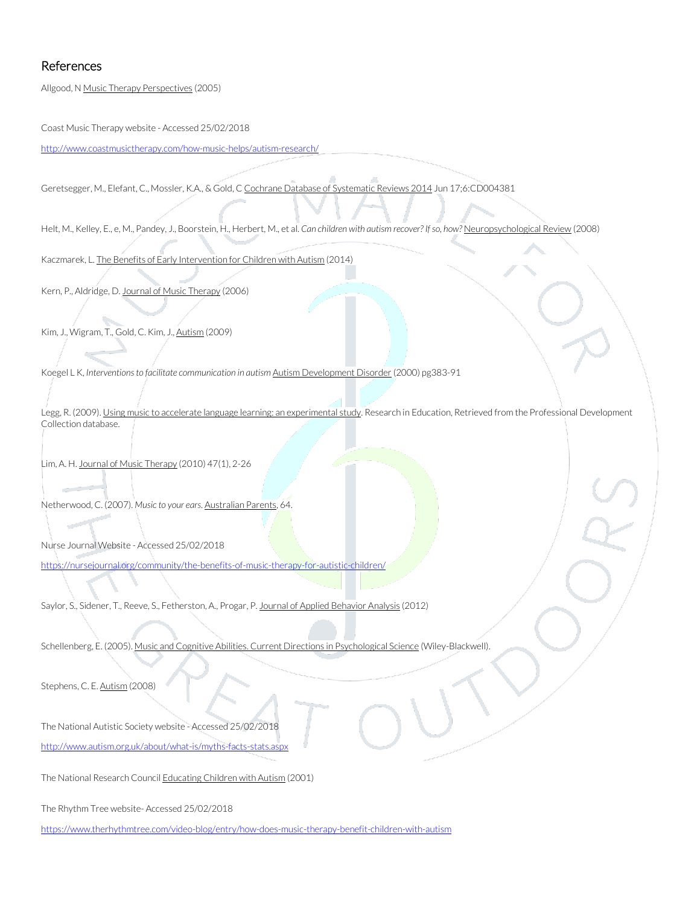## References

Allgood, N Music Therapy Perspectives (2005)

Coast Music Therapy website - Accessed 25/02/2018

http://www.coastmusictherapy.com/how-music-helps/autism-research/

Geretsegger, M., Elefant, C., Mossler, K.A., & Gold, C Cochrane Database of Systematic Reviews 2014 Jun 17;6:CD004381

Helt, M., Kelley, E., e, M., Pandey, J., Boorstein, H., Herbert, M., et al. *Can children with autism recover? If so, how?* Neuropsychological Review (2008)

Kaczmarek, L. The Benefits of Early Intervention for Children with Autism (2014)

Kern, P., Aldridge, D. Journal of Music Therapy (2006)

Kim, J., Wigram, T., Gold, C. Kim, J., Autism (2009)

Koegel L K, *Interventions to facilitate communication in autism* Autism Development Disorder (2000) pg383-91

Legg, R. (2009). Using music to accelerate language learning: an experimental study. Research in Education, Retrieved from the Professional Development Collection database.

Lim, A. H. Journal of Music Therapy (2010) 47(1), 2-26

Netherwood, C. (2007). *Music to your ears.* Australian Parents, 64.

Nurse Journal Website - Accessed 25/02/2018

https://nursejournal.org/community/the-benefits-of-music-therapy-for-autistic-children/

Saylor, S., Sidener, T., Reeve, S., Fetherston, A., Progar, P. Journal of Applied Behavior Analysis (2012)

Schellenberg, E. (2005). Music and Cognitive Abilities. Current Directions in Psychological Science (Wiley-Blackwell).

Stephens, C. E. Autism (2008)

The National Autistic Society website - Accessed 25/02/2018

http://www.autism.org.uk/about/what-is/myths-facts-stats.aspx

The National Research Council Educating Children with Autism (2001)

The Rhythm Tree website- Accessed 25/02/2018

https://www.therhythmtree.com/video-blog/entry/how-does-music-therapy-benefit-children-with-autism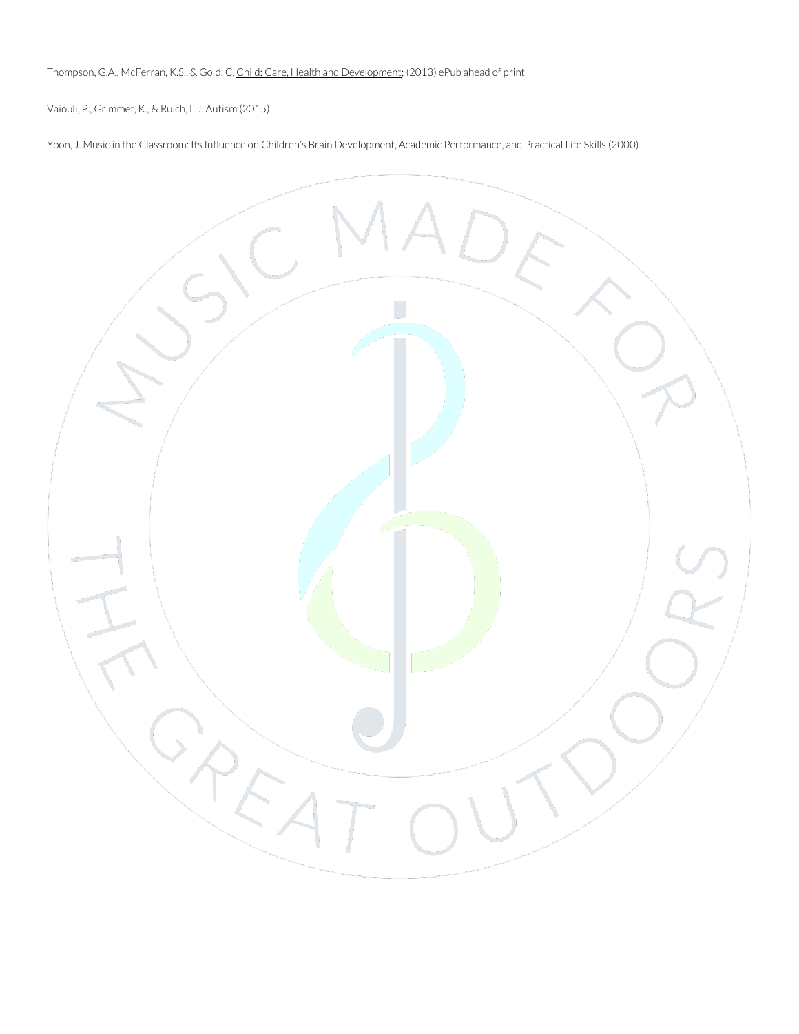Thompson, G.A., McFerran, K.S., & Gold. C. Child: Care, Health and Development; (2013) ePub ahead of print

Vaiouli, P., Grimmet, K., & Ruich, L.J. Autism (2015)

Yoon, J. Music in the Classroom: Its Influence on Children's Brain Development, Academic Performance, and Practical Life Skills (2000)